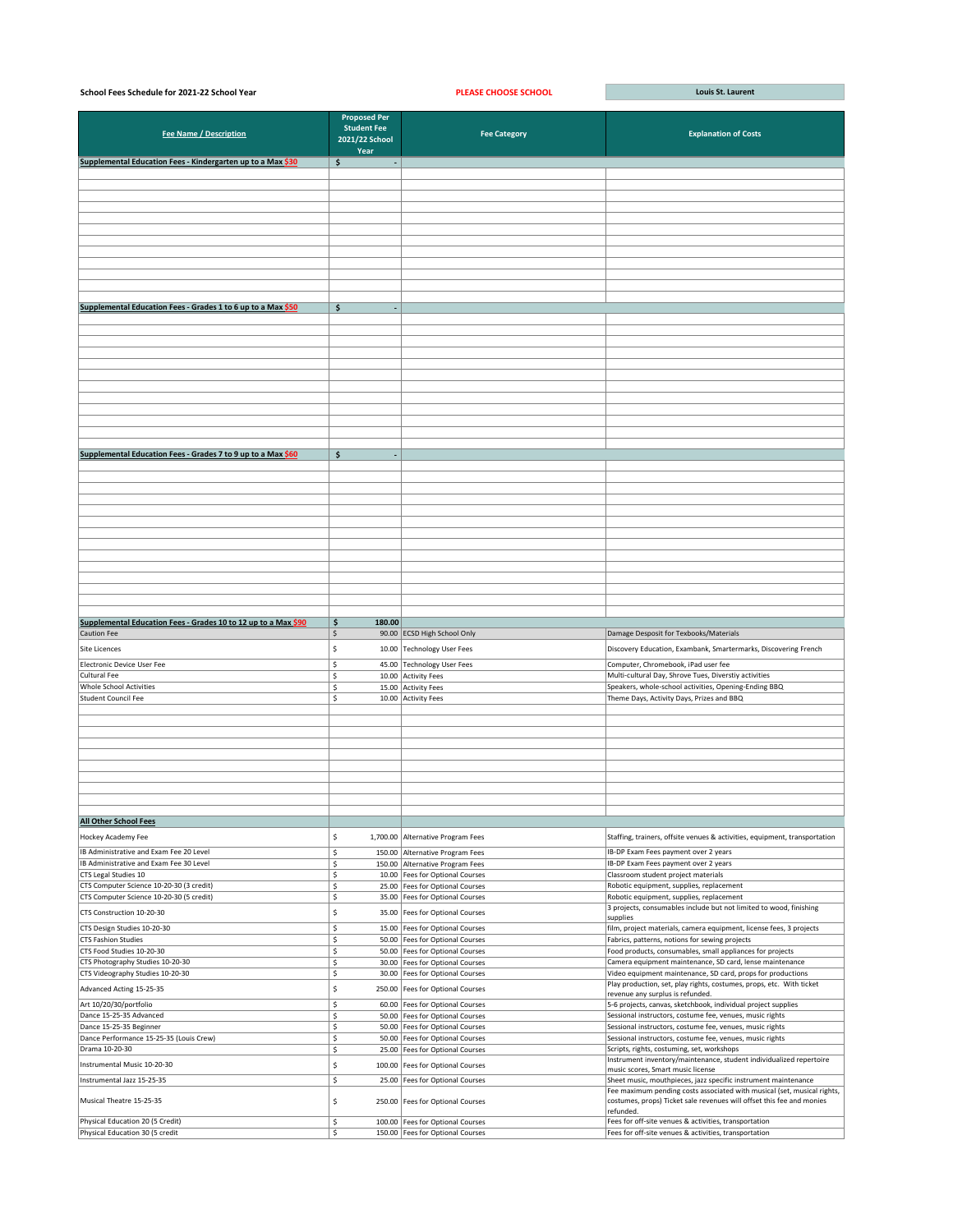**School Fees Schedule for 2021-22 School Year**

**PLEASE CHOOSE SCHOOL** — **Louis St. Laurent**

| Fee Name / Description | Proposed Per Student Fee 2021/22 School Year | Fee Category | Explanation of Costs |
|---|---|---|---|
| **Supplemental Education Fees - Kindergarten up to a Max $30** | **$ -** | | |
| **Supplemental Education Fees - Grades 1 to 6 up to a Max $50** | **$ -** | | |
| **Supplemental Education Fees - Grades 7 to 9 up to a Max $60** | **$ -** | | |
| **Supplemental Education Fees - Grades 10 to 12 up to a Max $90** | **$ 180.00** | | |
| Caution Fee | $ 90.00 | ECSD High School Only | Damage Desposit for Texbooks/Materials |
| Site Licences | $ 10.00 | Technology User Fees | Discovery Education, Exambank, Smartermarks, Discovering French |
| Electronic Device User Fee | $ 45.00 | Technology User Fees | Computer, Chromebook, iPad user fee |
| Cultural Fee | $ 10.00 | Activity Fees | Multi-cultural Day, Shrove Tues, Diverstiy activities |
| Whole School Activities | $ 15.00 | Activity Fees | Speakers, whole-school activities, Opening-Ending BBQ |
| Student Council Fee | $ 10.00 | Activity Fees | Theme Days, Activity Days, Prizes and BBQ |
| **All Other School Fees** | | | |
| Hockey Academy Fee | $ 1,700.00 | Alternative Program Fees | Staffing, trainers, offsite venues & activities, equipment, transportation |
| IB Administrative and Exam Fee 20 Level | $ 150.00 | Alternative Program Fees | IB-DP Exam Fees payment over 2 years |
| IB Administrative and Exam Fee 30 Level | $ 150.00 | Alternative Program Fees | IB-DP Exam Fees payment over 2 years |
| CTS Legal Studies 10 | $ 10.00 | Fees for Optional Courses | Classroom student project materials |
| CTS Computer Science 10-20-30 (3 credit) | $ 25.00 | Fees for Optional Courses | Robotic equipment, supplies, replacement |
| CTS Computer Science 10-20-30 (5 credit) | $ 35.00 | Fees for Optional Courses | Robotic equipment, supplies, replacement |
| CTS Construction 10-20-30 | $ 35.00 | Fees for Optional Courses | 3 projects, consumables include but not limited to wood, finishing supplies |
| CTS Design Studies 10-20-30 | $ 15.00 | Fees for Optional Courses | film, project materials, camera equipment, license fees, 3 projects |
| CTS Fashion Studies | $ 50.00 | Fees for Optional Courses | Fabrics, patterns, notions for sewing projects |
| CTS Food Studies 10-20-30 | $ 50.00 | Fees for Optional Courses | Food products, consumables, small appliances for projects |
| CTS Photography Studies 10-20-30 | $ 30.00 | Fees for Optional Courses | Camera equipment maintenance, SD card, lense maintenance |
| CTS Videography Studies 10-20-30 | $ 30.00 | Fees for Optional Courses | Video equipment maintenance, SD card, props for productions |
| Advanced Acting 15-25-35 | $ 250.00 | Fees for Optional Courses | Play production, set, play rights, costumes, props, etc. With ticket revenue any surplus is refunded. |
| Art 10/20/30/portfolio | $ 60.00 | Fees for Optional Courses | 5-6 projects, canvas, sketchbook, individual project supplies |
| Dance 15-25-35 Advanced | $ 50.00 | Fees for Optional Courses | Sessional instructors, costume fee, venues, music rights |
| Dance 15-25-35 Beginner | $ 50.00 | Fees for Optional Courses | Sessional instructors, costume fee, venues, music rights |
| Dance Performance 15-25-35 (Louis Crew) | $ 50.00 | Fees for Optional Courses | Sessional instructors, costume fee, venues, music rights |
| Drama 10-20-30 | $ 25.00 | Fees for Optional Courses | Scripts, rights, costuming, set, workshops |
| Instrumental Music 10-20-30 | $ 100.00 | Fees for Optional Courses | Instrument inventory/maintenance, student individualized repertoire music scores, Smart music license |
| Instrumental Jazz 15-25-35 | $ 25.00 | Fees for Optional Courses | Sheet music, mouthpieces, jazz specific instrument maintenance |
| Musical Theatre 15-25-35 | $ 250.00 | Fees for Optional Courses | Fee maximum pending costs associated with musical (set, musical rights, costumes, props) Ticket sale revenues will offset this fee and monies refunded. |
| Physical Education 20 (5 Credit) | $ 100.00 | Fees for Optional Courses | Fees for off-site venues & activities, transportation |
| Physical Education 30 (5 credit | $ 150.00 | Fees for Optional Courses | Fees for off-site venues & activities, transportation |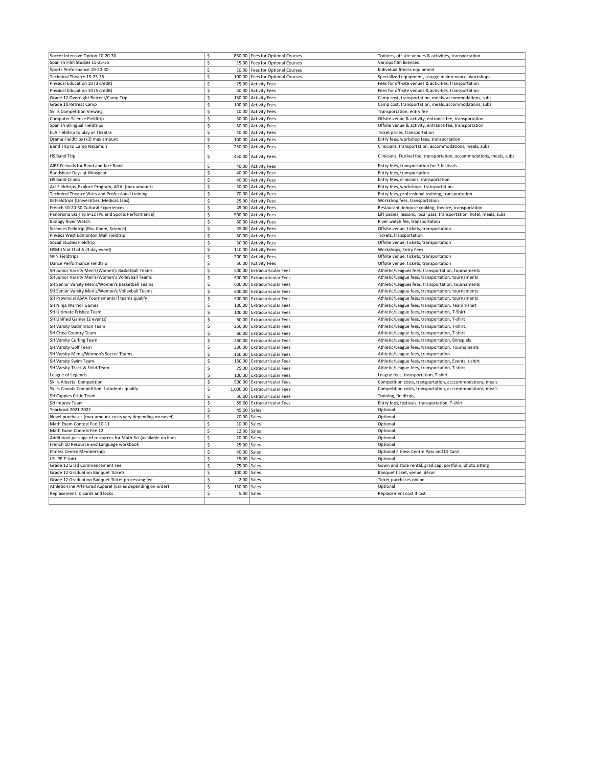| | | | | |
|---|---|---|---|---|
| Soccer Intensive Option 10-20-30 | $ | 850.00 | Fees for Optional Courses | Trainers, off-site venues & activities, transportation |
| Spanish Film Studies 15-25-35 | $ | 15.00 | Fees for Optional Courses | Various film licences |
| Sports Performance 10-20-30 | $ | 10.00 | Fees for Optional Courses | Individual fitness equipment |
| Technical Theatre 15-25-35 | $ | 100.00 | Fees for Optional Courses | Specialized equipment, usuage maintenance, workshops |
| Physical Education 10 (3 credit) | $ | 25.00 | Activity Fees | Fees for off-site venues & activities, transportation |
| Physical Education 10 (5 credit) | $ | 50.00 | Activity Fees | Fees for off-site venues & activities, transportation |
| Grade 12 Overnight Retreat/Camp Trip | $ | 150.00 | Activity Fees | Camp cost, transportation, meals, accommodations, subs |
| Grade 10 Retreat Camp | $ | 100.00 | Activity Fees | Camp cost, transportation, meals, accommodations, subs |
| Skills Competition Viewing | $ | 10.00 | Activity Fees | Transportation, entry fee |
| Computer Science Fieldtrip | $ | 30.00 | Activity Fees | Offsite venue & activity, entrance fee, transportation |
| Spanish Bilingual Fieldtrips | $ | 50.00 | Activity Fees | Offsite venue & activity, entrance fee, transportation |
| ELA Fieldtrip to play or Theatre | $ | 40.00 | Activity Fees | Ticket prices, transportation |
| Drama Fieldtrips (x3) max amount | $ | 100.00 | Activity Fees | Entry fees, workshop fees, transportation |
| Band Trip to Camp Nakamun | $ | 250.00 | Activity Fees | Clinicians, transportation, accommodations, meals, subs |
| HS Band Trip | $ | 450.00 | Activity Fees | Clinicians, Festival fee, transportation, accommodations, meals, subs |
| AIBF Festvals for Band and Jazz Band | $ | 40.00 | Activity Fees | Entry fees, transportation for 3 festivals |
| Bandshare Days at Winspear | $ | 40.00 | Activity Fees | Entry fees, transportation |
| HS Band Clinics | $ | 40.00 | Activity Fees | Entry fees, clinicians, transportation |
| Art Fieldtrips, Explore Program, AGA (max amount) | $ | 50.00 | Activity Fees | Entry fees, workshops, transportation |
| Technical Theatre Visits and Professional training | $ | 70.00 | Activity Fees | Entry fees, professional training, transportation |
| IB Fieldtrips (Universities, Medical, labs) | $ | 25.00 | Activity Fees | Workshop fees, transportation |
| French 10-20-30 Cultural Experiences | $ | 45.00 | Activity Fees | Restaurant, inhouse cooking, theatre, transportation |
| Panorama Ski Trip 9-12 (PE and Sports Performance) | $ | 500.00 | Activity Fees | Lift passes, lessons, local pass, transportation, hotel, meals, subs |
| Biology River Watch | $ | 60.00 | Activity Fees | River watch fee, transportation |
| Sciences Fieldtrip (Bio, Chem, Science) | $ | 35.00 | Activity Fees | Offsite venue, tickets, transportation |
| Physics West Edmonton Mall Fieldtrip | $ | 50.00 | Activity Fees | Tickets, transportation |
| Social Studies Fieldtrip | $ | 30.00 | Activity Fees | Offsite venue, tickets, transportation |
| HSMUN at U of A (3 day event) | $ | 110.00 | Activity Fees | Workshops, Entry Fees |
| WIN Fieldtrips | $ | 200.00 | Activity Fees | Offsite venue, tickets, transportation |
| Dance Performance Fieldtrip | $ | 50.00 | Activity Fees | Offsite venue, tickets, transportation |
| SH Junior Varsity Men's/Women's Basketball Teams | $ | 500.00 | Extracurricular Fees | Athletic/Leagues fees, transportation, tournaments |
| SH Junior Varsity Men's/Women's Volleyball Teams | $ | 500.00 | Extracurricular Fees | Athletic/League fees, transportation, tournaments |
| SH Senior Varsity Men's/Women's Basketball Teams | $ | 600.00 | Extracurricular Fees | Athletic/Leagues fees, transportation, tournaments |
| SH Senior Varsity Men's/Women's Volleyball Teams | $ | 600.00 | Extracurricular Fees | Athletic/League fees, transportation, tournaments |
| SH Provincial ASAA Tournaments if teams qualify | $ | 500.00 | Extracurricular Fees | Athletic/League fees, transportation, tournaments |
| SH Ninja Warrior Games | $ | 100.00 | Extracurricular Fees | Athletic/League fees, transportation, Team t-shirt |
| SH Ultimate Frisbee Team | $ | 100.00 | Extracurricular Fees | Athletic/League fees, transportation, T-Shirt |
| SH Unified Games (2 events) | $ | 50.00 | Extracurricular Fees | Athletic/League fees, transportation, T-shirt |
| SH Varsity Badminton Team | $ | 250.00 | Extracurricular Fees | Athletic/League fees, transportation, T-shirt, |
| SH Cross Country Team | $ | 60.00 | Extracurricular Fees | Athletic/League fees, transportation, T-shirt |
| SH Varsity Curling Team | $ | 250.00 | Extracurricular Fees | Athletic/League fees, transportation, Bonspiels |
| SH Varsity Golf Team | $ | 300.00 | Extracurricular Fees | Athletic/League fees, transportation, Tournaments |
| SH Varsity Men's/Women's Soccer Teams | $ | 150.00 | Extracurricular Fees | Athletic/League fees, transportation |
| SH Varsity Swim Team | $ | 150.00 | Extracurricular Fees | Athletic/League fees, transportation, Events, t-shirt |
| SH Varsity Track & Field Team | $ | 75.00 | Extracurricular Fees | Athletic/League fees, transportation, T-shirt |
| League of Legends | $ | 100.00 | Extracurricular Fees | League fees, transportation, T-shirt |
| Skills Alberta Competition | $ | 500.00 | Extracurricular Fees | Competition costs, transportation, acccommodations, meals |
| Skills Canada Competition if students qualify | $ | 1,000.00 | Extracurricular Fees | Competition costs, transportation, acccommodations, meals |
| SH Cappies Critic Team | $ | 50.00 | Extracurricular Fees | Training, fieldtrips, |
| SH Improv Team | $ | 55.00 | Extracurricular Fees | Entry fees, festivals, transportation, T-shirt |
| Yearbook 2021-2022 | $ | 45.00 | Sales | Optional |
| Novel purchases (max amount-costs vary depending on novel) | $ | 20.00 | Sales | Optional |
| Math Exam Contest Fee 10-11 | $ | 10.00 | Sales | Optional |
| Math Exam Contest Fee 12 | $ | 12.00 | Sales | Optional |
| Additional package of resources for Math-Sci (available on line) | $ | 20.00 | Sales | Optional |
| French 10 Resource and Language workbook | $ | 25.00 | Sales | Optional |
| Fitness Centre Membership | $ | 40.00 | Sales | Optional Fitness Centre Pass and ID Card |
| LSL PE T-shirt | $ | 15.00 | Sales | Optional |
| Grade 12 Grad Commencement Fee | $ | 75.00 | Sales | Gown and stole rental, grad cap, portfolio, photo sitting |
| Grade 12 Graduation Banquet Tickets | $ | 100.00 | Sales | Banquet ticket, venue, décor |
| Grade 12 Graduation Banquet Ticket processing fee | $ | 2.00 | Sales | Ticket purchases online |
| Athletic-Fine Arts-Grad Apparel (varies depending on order) | $ | 150.00 | Sales | Optional |
| Replacement ID cards and locks | $ | 5.00 | Sales | Replacement cost if lost |
| | | | | |